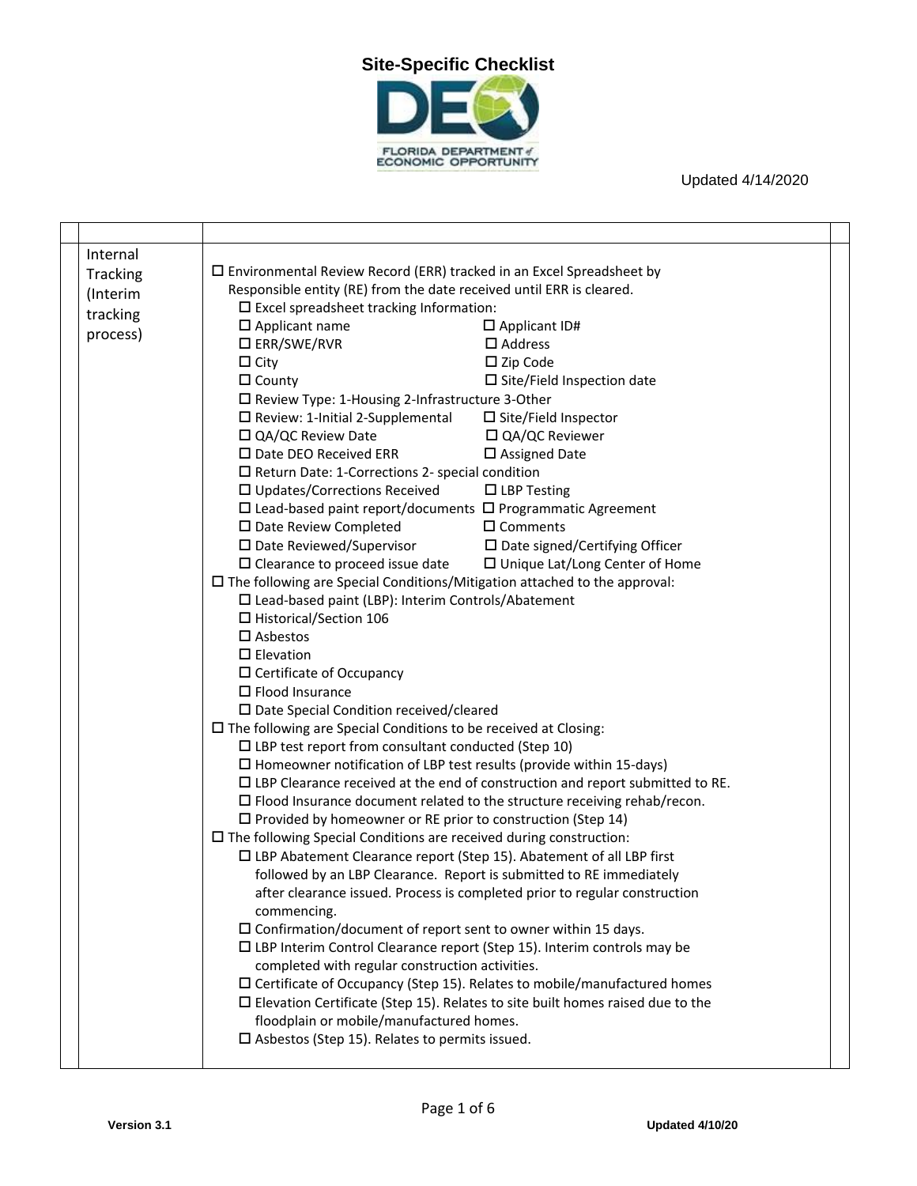# Site-Specific Checklist

Updated 4/14/2020

| | | | |
|---|---|---|---|
| | Internal Tracking (Interim tracking process) | ☐ Environmental Review Record (ERR) tracked in an Excel Spreadsheet by Responsible entity (RE) from the date received until ERR is cleared.<br>☐ Excel spreadsheet tracking Information:<br>☐ Applicant name ☐ Applicant ID#<br>☐ ERR/SWE/RVR ☐ Address<br>☐ City ☐ Zip Code<br>☐ County ☐ Site/Field Inspection date<br>☐ Review Type: 1-Housing 2-Infrastructure 3-Other<br>☐ Review: 1-Initial 2-Supplemental ☐ Site/Field Inspector<br>☐ QA/QC Review Date ☐ QA/QC Reviewer<br>☐ Date DEO Received ERR ☐ Assigned Date<br>☐ Return Date: 1-Corrections 2- special condition<br>☐ Updates/Corrections Received ☐ LBP Testing<br>☐ Lead-based paint report/documents ☐ Programmatic Agreement<br>☐ Date Review Completed ☐ Comments<br>☐ Date Reviewed/Supervisor ☐ Date signed/Certifying Officer<br>☐ Clearance to proceed issue date ☐ Unique Lat/Long Center of Home<br>☐ The following are Special Conditions/Mitigation attached to the approval:<br>☐ Lead-based paint (LBP): Interim Controls/Abatement<br>☐ Historical/Section 106<br>☐ Asbestos<br>☐ Elevation<br>☐ Certificate of Occupancy<br>☐ Flood Insurance<br>☐ Date Special Condition received/cleared<br>☐ The following are Special Conditions to be received at Closing:<br>☐ LBP test report from consultant conducted (Step 10)<br>☐ Homeowner notification of LBP test results (provide within 15-days)<br>☐ LBP Clearance received at the end of construction and report submitted to RE.<br>☐ Flood Insurance document related to the structure receiving rehab/recon.<br>☐ Provided by homeowner or RE prior to construction (Step 14)<br>☐ The following Special Conditions are received during construction:<br>☐ LBP Abatement Clearance report (Step 15). Abatement of all LBP first followed by an LBP Clearance. Report is submitted to RE immediately after clearance issued. Process is completed prior to regular construction commencing.<br>☐ Confirmation/document of report sent to owner within 15 days.<br>☐ LBP Interim Control Clearance report (Step 15). Interim controls may be completed with regular construction activities.<br>☐ Certificate of Occupancy (Step 15). Relates to mobile/manufactured homes<br>☐ Elevation Certificate (Step 15). Relates to site built homes raised due to the floodplain or mobile/manufactured homes.<br>☐ Asbestos (Step 15). Relates to permits issued. | |

Version 3.1 Updated 4/10/20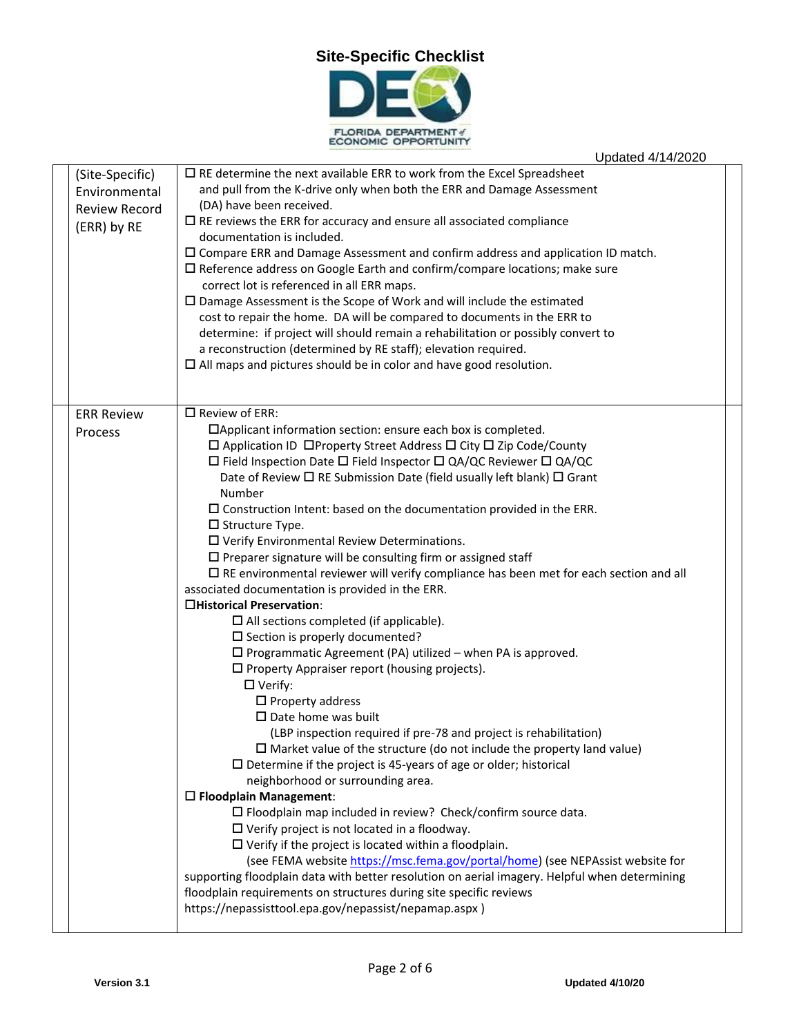# Site-Specific Checklist

FLORIDA DEPARTMENT of ECONOMIC OPPORTUNITY

Updated 4/14/2020

| | |
|---|---|
| (Site-Specific) Environmental Review Record (ERR) by RE | ☐ RE determine the next available ERR to work from the Excel Spreadsheet and pull from the K-drive only when both the ERR and Damage Assessment (DA) have been received.<br>☐ RE reviews the ERR for accuracy and ensure all associated compliance documentation is included.<br>☐ Compare ERR and Damage Assessment and confirm address and application ID match.<br>☐ Reference address on Google Earth and confirm/compare locations; make sure correct lot is referenced in all ERR maps.<br>☐ Damage Assessment is the Scope of Work and will include the estimated cost to repair the home. DA will be compared to documents in the ERR to determine: if project will should remain a rehabilitation or possibly convert to a reconstruction (determined by RE staff); elevation required.<br>☐ All maps and pictures should be in color and have good resolution. |
| ERR Review Process | ☐ Review of ERR:<br>☐Applicant information section: ensure each box is completed.<br>☐ Application ID ☐Property Street Address ☐ City ☐ Zip Code/County<br>☐ Field Inspection Date ☐ Field Inspector ☐ QA/QC Reviewer ☐ QA/QC Date of Review ☐ RE Submission Date (field usually left blank) ☐ Grant Number<br>☐ Construction Intent: based on the documentation provided in the ERR.<br>☐ Structure Type.<br>☐ Verify Environmental Review Determinations.<br>☐ Preparer signature will be consulting firm or assigned staff<br>☐ RE environmental reviewer will verify compliance has been met for each section and all associated documentation is provided in the ERR.<br>☐**Historical Preservation**:<br>☐ All sections completed (if applicable).<br>☐ Section is properly documented?<br>☐ Programmatic Agreement (PA) utilized – when PA is approved.<br>☐ Property Appraiser report (housing projects).<br>☐ Verify:<br>☐ Property address<br>☐ Date home was built<br>(LBP inspection required if pre-78 and project is rehabilitation)<br>☐ Market value of the structure (do not include the property land value)<br>☐ Determine if the project is 45-years of age or older; historical neighborhood or surrounding area.<br>☐ **Floodplain Management**:<br>☐ Floodplain map included in review? Check/confirm source data.<br>☐ Verify project is not located in a floodway.<br>☐ Verify if the project is located within a floodplain.<br>(see FEMA website https://msc.fema.gov/portal/home) (see NEPAssist website for supporting floodplain data with better resolution on aerial imagery. Helpful when determining floodplain requirements on structures during site specific reviews https://nepassisttool.epa.gov/nepassist/nepamap.aspx ) |

Version 3.1 Updated 4/10/20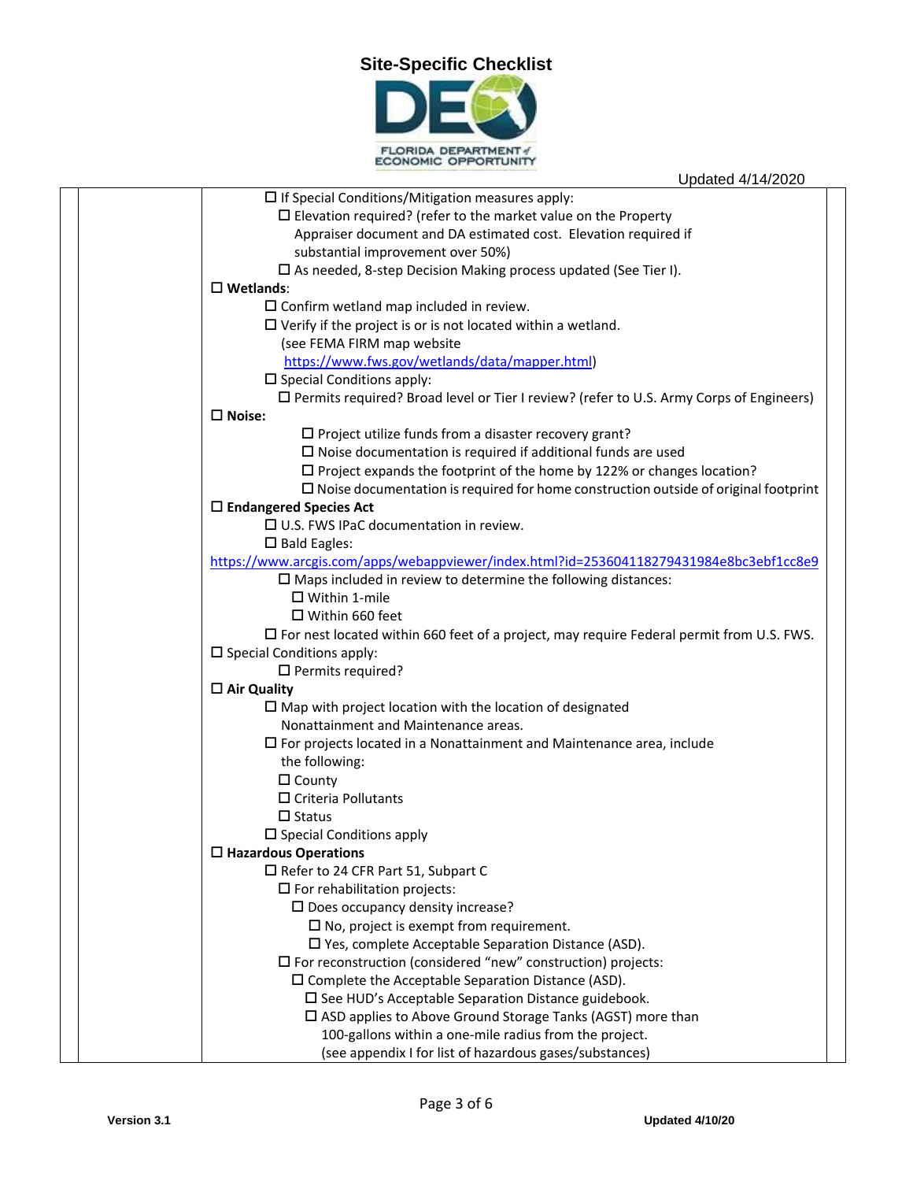# Site-Specific Checklist

FLORIDA DEPARTMENT of ECONOMIC OPPORTUNITY

Updated 4/14/2020

- ☐ If Special Conditions/Mitigation measures apply:
  - ☐ Elevation required? (refer to the market value on the Property Appraiser document and DA estimated cost. Elevation required if substantial improvement over 50%)
  - ☐ As needed, 8-step Decision Making process updated (See Tier I).

☐ **Wetlands**:

- ☐ Confirm wetland map included in review.
- ☐ Verify if the project is or is not located within a wetland. (see FEMA FIRM map website https://www.fws.gov/wetlands/data/mapper.html)
- ☐ Special Conditions apply:
  - ☐ Permits required? Broad level or Tier I review? (refer to U.S. Army Corps of Engineers)

☐ **Noise:**

- ☐ Project utilize funds from a disaster recovery grant?
- ☐ Noise documentation is required if additional funds are used
- ☐ Project expands the footprint of the home by 122% or changes location?
- ☐ Noise documentation is required for home construction outside of original footprint

☐ **Endangered Species Act**

- ☐ U.S. FWS IPaC documentation in review.
- ☐ Bald Eagles: https://www.arcgis.com/apps/webappviewer/index.html?id=253604118279431984e8bc3ebf1cc8e9
  - ☐ Maps included in review to determine the following distances:
    - ☐ Within 1-mile
    - ☐ Within 660 feet
- ☐ For nest located within 660 feet of a project, may require Federal permit from U.S. FWS.

☐ Special Conditions apply:

- ☐ Permits required?

☐ **Air Quality**

- ☐ Map with project location with the location of designated Nonattainment and Maintenance areas.
- ☐ For projects located in a Nonattainment and Maintenance area, include the following:
  - ☐ County
  - ☐ Criteria Pollutants
  - ☐ Status
- ☐ Special Conditions apply

☐ **Hazardous Operations**

- ☐ Refer to 24 CFR Part 51, Subpart C
  - ☐ For rehabilitation projects:
    - ☐ Does occupancy density increase?
      - ☐ No, project is exempt from requirement.
      - ☐ Yes, complete Acceptable Separation Distance (ASD).
  - ☐ For reconstruction (considered “new” construction) projects:
    - ☐ Complete the Acceptable Separation Distance (ASD).
      - ☐ See HUD’s Acceptable Separation Distance guidebook.
      - ☐ ASD applies to Above Ground Storage Tanks (AGST) more than 100-gallons within a one-mile radius from the project. (see appendix I for list of hazardous gases/substances)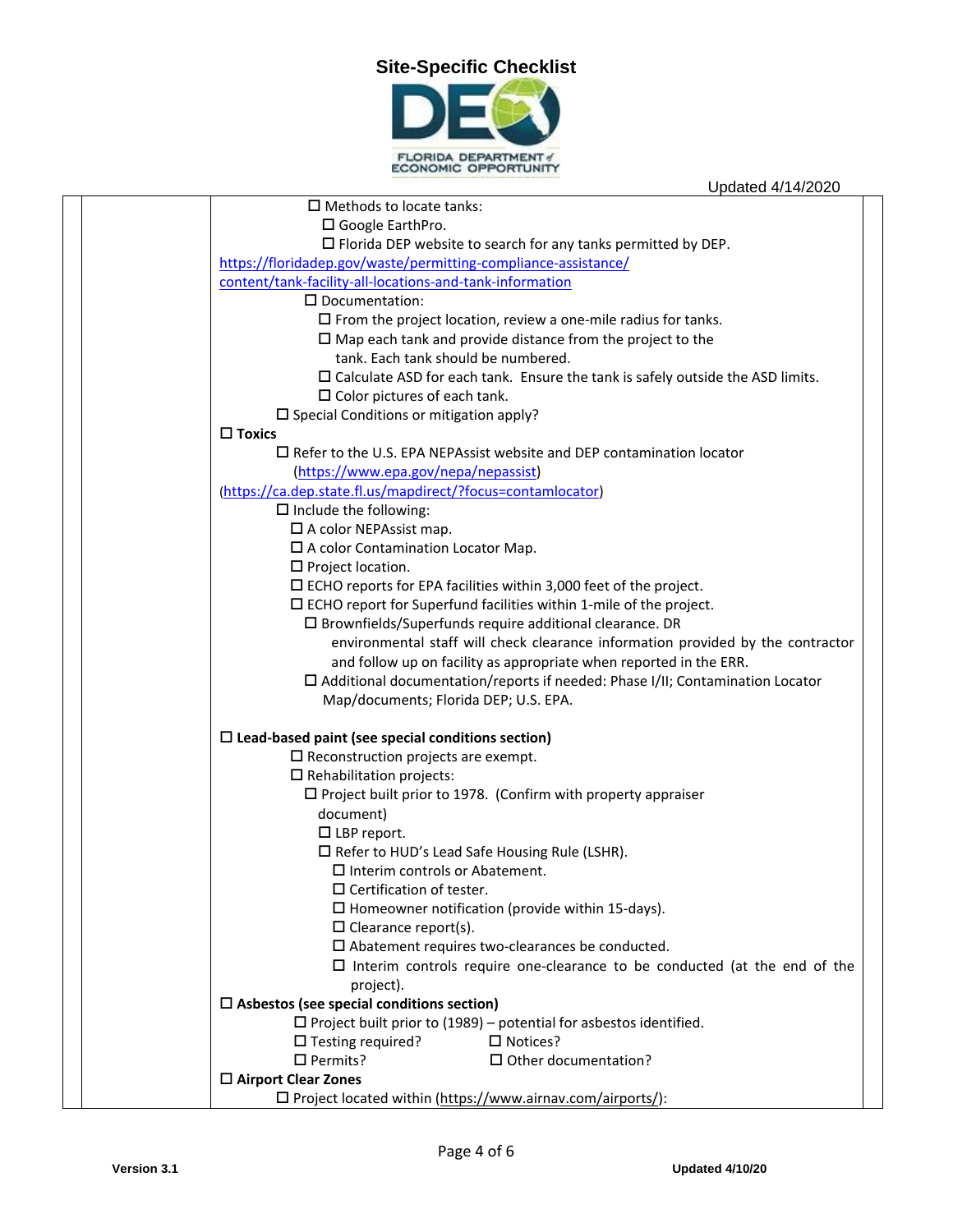# Site-Specific Checklist

Updated 4/14/2020

- ☐ Methods to locate tanks:
  - ☐ Google EarthPro.
  - ☐ Florida DEP website to search for any tanks permitted by DEP. https://floridadep.gov/waste/permitting-compliance-assistance/content/tank-facility-all-locations-and-tank-information
- ☐ Documentation:
  - ☐ From the project location, review a one-mile radius for tanks.
  - ☐ Map each tank and provide distance from the project to the tank. Each tank should be numbered.
  - ☐ Calculate ASD for each tank. Ensure the tank is safely outside the ASD limits.
  - ☐ Color pictures of each tank.
- ☐ Special Conditions or mitigation apply?

☐ **Toxics**

- ☐ Refer to the U.S. EPA NEPAssist website and DEP contamination locator (https://www.epa.gov/nepa/nepassist) (https://ca.dep.state.fl.us/mapdirect/?focus=contamlocator)
- ☐ Include the following:
  - ☐ A color NEPAssist map.
  - ☐ A color Contamination Locator Map.
  - ☐ Project location.
  - ☐ ECHO reports for EPA facilities within 3,000 feet of the project.
  - ☐ ECHO report for Superfund facilities within 1-mile of the project.
    - ☐ Brownfields/Superfunds require additional clearance. DR environmental staff will check clearance information provided by the contractor and follow up on facility as appropriate when reported in the ERR.
    - ☐ Additional documentation/reports if needed: Phase I/II; Contamination Locator Map/documents; Florida DEP; U.S. EPA.

☐ **Lead-based paint (see special conditions section)**

- ☐ Reconstruction projects are exempt.
- ☐ Rehabilitation projects:
  - ☐ Project built prior to 1978. (Confirm with property appraiser document)
    - ☐ LBP report.
    - ☐ Refer to HUD's Lead Safe Housing Rule (LSHR).
      - ☐ Interim controls or Abatement.
      - ☐ Certification of tester.
      - ☐ Homeowner notification (provide within 15-days).
      - ☐ Clearance report(s).
      - ☐ Abatement requires two-clearances be conducted.
      - ☐ Interim controls require one-clearance to be conducted (at the end of the project).

☐ **Asbestos (see special conditions section)**

- ☐ Project built prior to (1989) – potential for asbestos identified.
- ☐ Testing required? ☐ Notices?
- ☐ Permits? ☐ Other documentation?

☐ **Airport Clear Zones**

- ☐ Project located within (https://www.airnav.com/airports/):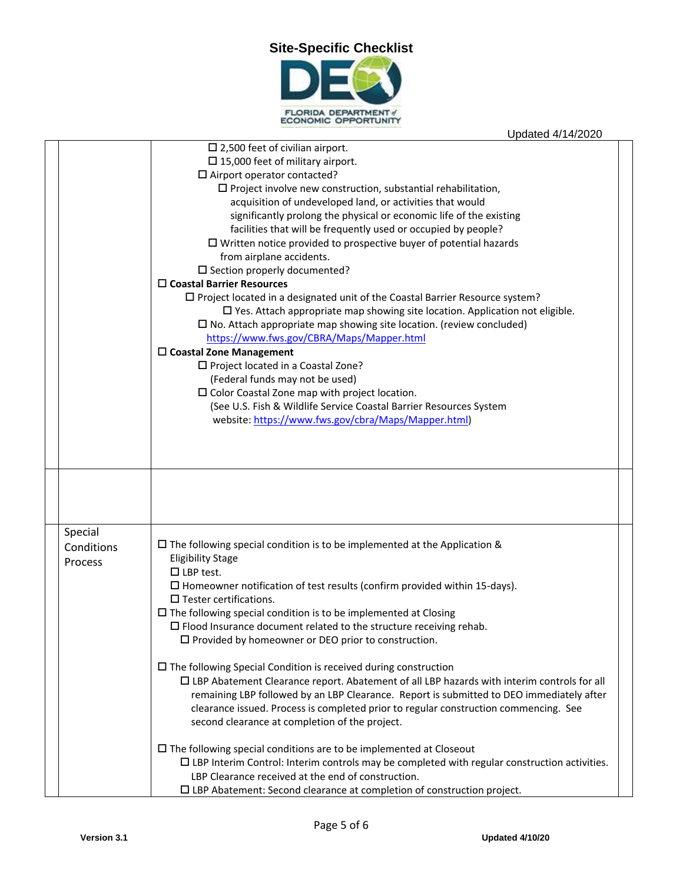| | | |
|---|---|---|
| | ☐ 2,500 feet of civilian airport.<br>☐ 15,000 feet of military airport.<br>☐ Airport operator contacted?<br>☐ Project involve new construction, substantial rehabilitation, acquisition of undeveloped land, or activities that would significantly prolong the physical or economic life of the existing facilities that will be frequently used or occupied by people?<br>☐ Written notice provided to prospective buyer of potential hazards from airplane accidents.<br>☐ Section properly documented?<br>☐ **Coastal Barrier Resources**<br>☐ Project located in a designated unit of the Coastal Barrier Resource system?<br>☐ Yes. Attach appropriate map showing site location. Application not eligible.<br>☐ No. Attach appropriate map showing site location. (review concluded)<br>https://www.fws.gov/CBRA/Maps/Mapper.html<br>☐ **Coastal Zone Management**<br>☐ Project located in a Coastal Zone?<br>(Federal funds may not be used)<br>☐ Color Coastal Zone map with project location.<br>(See U.S. Fish & Wildlife Service Coastal Barrier Resources System website: https://www.fws.gov/cbra/Maps/Mapper.html) | |
| | | |
| Special Conditions Process | ☐ The following special condition is to be implemented at the Application & Eligibility Stage<br>☐ LBP test.<br>☐ Homeowner notification of test results (confirm provided within 15-days).<br>☐ Tester certifications.<br>☐ The following special condition is to be implemented at Closing<br>☐ Flood Insurance document related to the structure receiving rehab.<br>☐ Provided by homeowner or DEO prior to construction.<br><br>☐ The following Special Condition is received during construction<br>☐ LBP Abatement Clearance report. Abatement of all LBP hazards with interim controls for all remaining LBP followed by an LBP Clearance. Report is submitted to DEO immediately after clearance issued. Process is completed prior to regular construction commencing. See second clearance at completion of the project.<br><br>☐ The following special conditions are to be implemented at Closeout<br>☐ LBP Interim Control: Interim controls may be completed with regular construction activities. LBP Clearance received at the end of construction.<br>☐ LBP Abatement: Second clearance at completion of construction project. | |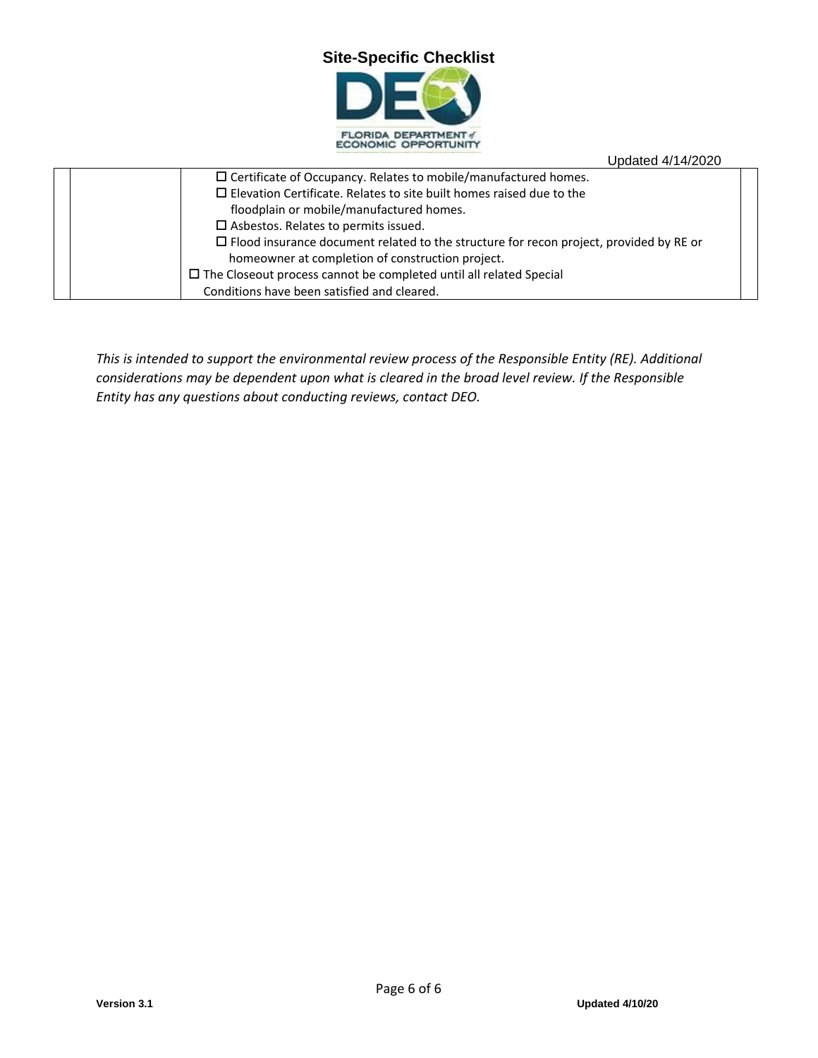| | | | |
|---|---|---|---|
| | | ☐ Certificate of Occupancy. Relates to mobile/manufactured homes.<br>☐ Elevation Certificate. Relates to site built homes raised due to the floodplain or mobile/manufactured homes.<br>☐ Asbestos. Relates to permits issued.<br>☐ Flood insurance document related to the structure for recon project, provided by RE or homeowner at completion of construction project.<br>☐ The Closeout process cannot be completed until all related Special Conditions have been satisfied and cleared. | |

*This is intended to support the environmental review process of the Responsible Entity (RE). Additional considerations may be dependent upon what is cleared in the broad level review. If the Responsible Entity has any questions about conducting reviews, contact DEO.*